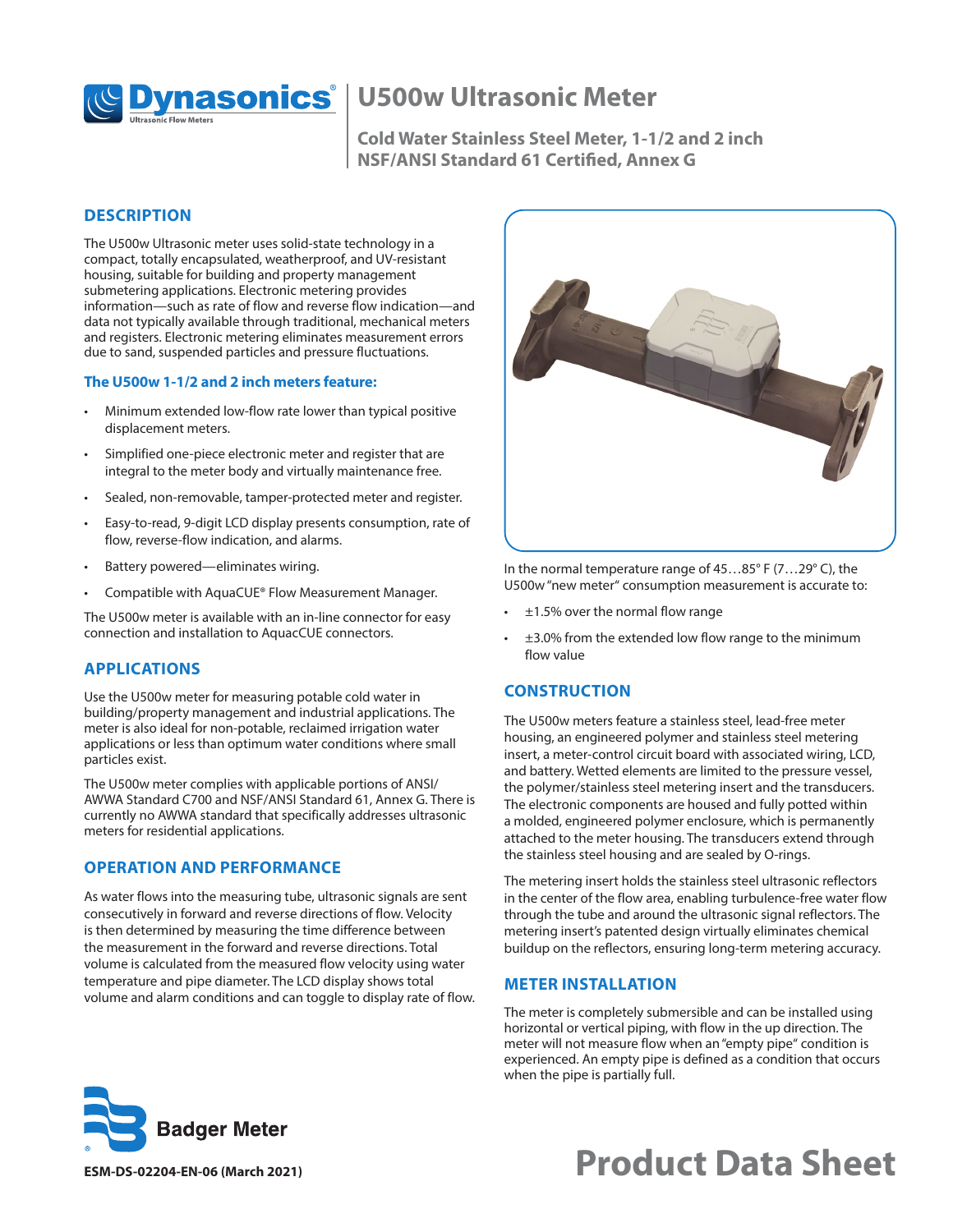# U500w Ultrasonic Meter

**Cold Water Stainless Steel Meter, 1-1/2 and 2 inch**
**NSF/ANSI Standard 61 Certified, Annex G**

## DESCRIPTION

The U500w Ultrasonic meter uses solid-state technology in a compact, totally encapsulated, weatherproof, and UV-resistant housing, suitable for building and property management submetering applications. Electronic metering provides information—such as rate of flow and reverse flow indication—and data not typically available through traditional, mechanical meters and registers. Electronic metering eliminates measurement errors due to sand, suspended particles and pressure fluctuations.

### The U500w 1-1/2 and 2 inch meters feature:

- Minimum extended low-flow rate lower than typical positive displacement meters.
- Simplified one-piece electronic meter and register that are integral to the meter body and virtually maintenance free.
- Sealed, non-removable, tamper-protected meter and register.
- Easy-to-read, 9-digit LCD display presents consumption, rate of flow, reverse-flow indication, and alarms.
- Battery powered—eliminates wiring.
- Compatible with AquaCUE® Flow Measurement Manager.

The U500w meter is available with an in-line connector for easy connection and installation to AquacCUE connectors.

## APPLICATIONS

Use the U500w meter for measuring potable cold water in building/property management and industrial applications. The meter is also ideal for non-potable, reclaimed irrigation water applications or less than optimum water conditions where small particles exist.

The U500w meter complies with applicable portions of ANSI/AWWA Standard C700 and NSF/ANSI Standard 61, Annex G. There is currently no AWWA standard that specifically addresses ultrasonic meters for residential applications.

## OPERATION AND PERFORMANCE

As water flows into the measuring tube, ultrasonic signals are sent consecutively in forward and reverse directions of flow. Velocity is then determined by measuring the time difference between the measurement in the forward and reverse directions. Total volume is calculated from the measured flow velocity using water temperature and pipe diameter. The LCD display shows total volume and alarm conditions and can toggle to display rate of flow.

In the normal temperature range of 45…85° F (7…29° C), the U500w "new meter" consumption measurement is accurate to:

- ±1.5% over the normal flow range
- ±3.0% from the extended low flow range to the minimum flow value

## CONSTRUCTION

The U500w meters feature a stainless steel, lead-free meter housing, an engineered polymer and stainless steel metering insert, a meter-control circuit board with associated wiring, LCD, and battery. Wetted elements are limited to the pressure vessel, the polymer/stainless steel metering insert and the transducers. The electronic components are housed and fully potted within a molded, engineered polymer enclosure, which is permanently attached to the meter housing. The transducers extend through the stainless steel housing and are sealed by O-rings.

The metering insert holds the stainless steel ultrasonic reflectors in the center of the flow area, enabling turbulence-free water flow through the tube and around the ultrasonic signal reflectors. The metering insert's patented design virtually eliminates chemical buildup on the reflectors, ensuring long-term metering accuracy.

## METER INSTALLATION

The meter is completely submersible and can be installed using horizontal or vertical piping, with flow in the up direction. The meter will not measure flow when an "empty pipe" condition is experienced. An empty pipe is defined as a condition that occurs when the pipe is partially full.

ESM-DS-02204-EN-06 (March 2021)

**Product Data Sheet**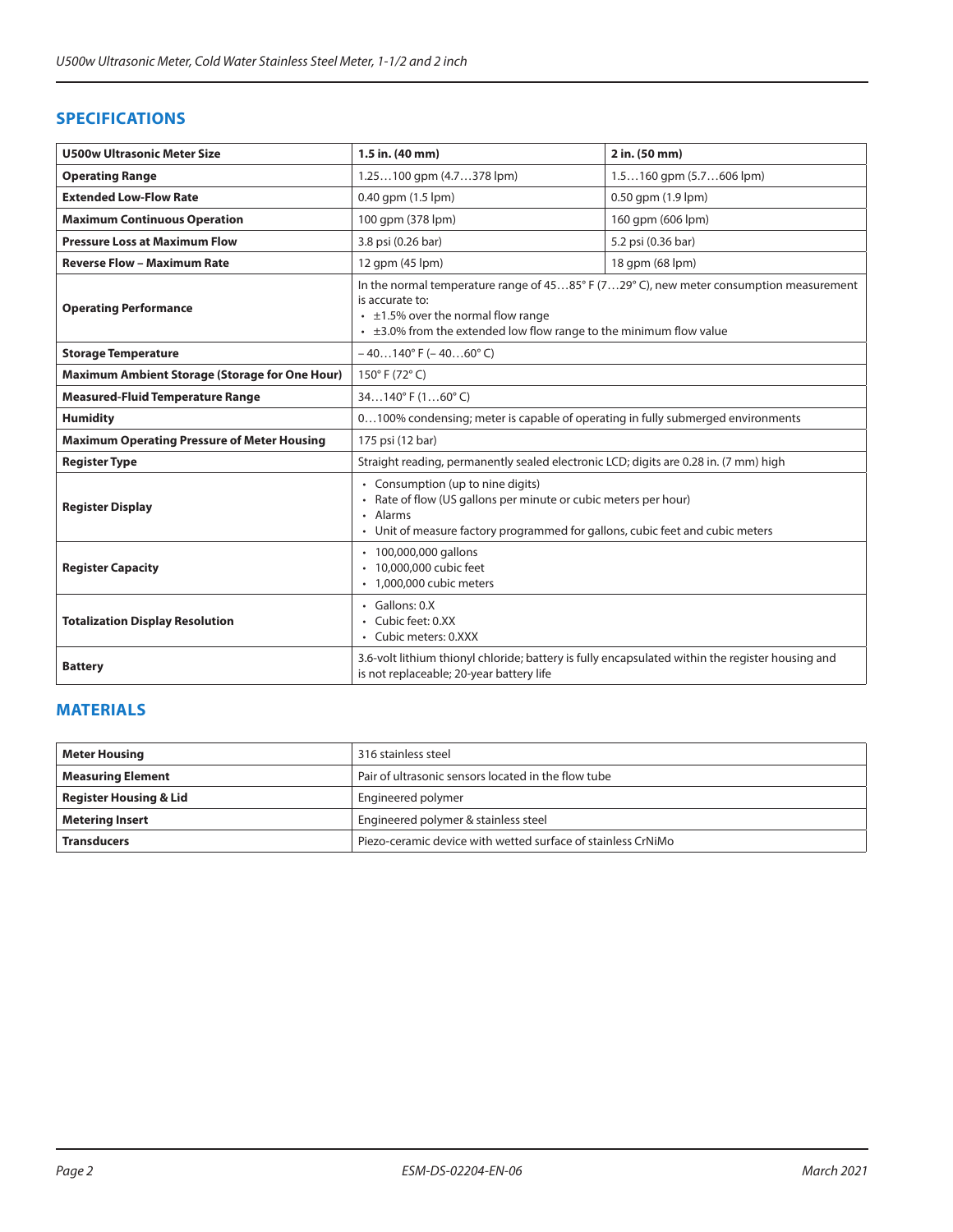## SPECIFICATIONS

| U500w Ultrasonic Meter Size | 1.5 in. (40 mm) | 2 in. (50 mm) |
|---|---|---|
| **Operating Range** | 1.25…100 gpm (4.7…378 lpm) | 1.5…160 gpm (5.7…606 lpm) |
| **Extended Low-Flow Rate** | 0.40 gpm (1.5 lpm) | 0.50 gpm (1.9 lpm) |
| **Maximum Continuous Operation** | 100 gpm (378 lpm) | 160 gpm (606 lpm) |
| **Pressure Loss at Maximum Flow** | 3.8 psi (0.26 bar) | 5.2 psi (0.36 bar) |
| **Reverse Flow – Maximum Rate** | 12 gpm (45 lpm) | 18 gpm (68 lpm) |
| **Operating Performance** | In the normal temperature range of 45…85° F (7…29° C), new meter consumption measurement is accurate to:<br>• ±1.5% over the normal flow range<br>• ±3.0% from the extended low flow range to the minimum flow value | |
| **Storage Temperature** | – 40…140° F (– 40…60° C) | |
| **Maximum Ambient Storage (Storage for One Hour)** | 150° F (72° C) | |
| **Measured-Fluid Temperature Range** | 34…140° F (1…60° C) | |
| **Humidity** | 0…100% condensing; meter is capable of operating in fully submerged environments | |
| **Maximum Operating Pressure of Meter Housing** | 175 psi (12 bar) | |
| **Register Type** | Straight reading, permanently sealed electronic LCD; digits are 0.28 in. (7 mm) high | |
| **Register Display** | • Consumption (up to nine digits)<br>• Rate of flow (US gallons per minute or cubic meters per hour)<br>• Alarms<br>• Unit of measure factory programmed for gallons, cubic feet and cubic meters | |
| **Register Capacity** | • 100,000,000 gallons<br>• 10,000,000 cubic feet<br>• 1,000,000 cubic meters | |
| **Totalization Display Resolution** | • Gallons: 0.X<br>• Cubic feet: 0.XX<br>• Cubic meters: 0.XXX | |
| **Battery** | 3.6-volt lithium thionyl chloride; battery is fully encapsulated within the register housing and is not replaceable; 20-year battery life | |

## MATERIALS

| Meter Housing | 316 stainless steel |
|---|---|
| **Measuring Element** | Pair of ultrasonic sensors located in the flow tube |
| **Register Housing & Lid** | Engineered polymer |
| **Metering Insert** | Engineered polymer & stainless steel |
| **Transducers** | Piezo-ceramic device with wetted surface of stainless CrNiMo |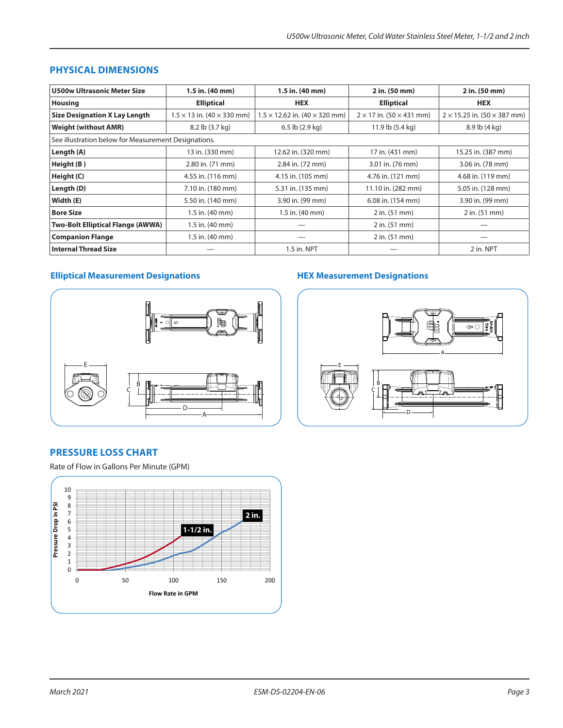## PHYSICAL DIMENSIONS

| U500w Ultrasonic Meter Size | 1.5 in. (40 mm) | 1.5 in. (40 mm) | 2 in. (50 mm) | 2 in. (50 mm) |
|---|---|---|---|---|
| **Housing** | **Elliptical** | **HEX** | **Elliptical** | **HEX** |
| **Size Designation X Lay Length** | 1.5 × 13 in. (40 × 330 mm) | 1.5 × 12.62 in. (40 × 320 mm) | 2 × 17 in. (50 × 431 mm) | 2 × 15.25 in. (50 × 387 mm) |
| **Weight (without AMR)** | 8.2 lb (3.7 kg) | 6.5 lb (2.9 kg) | 11.9 lb (5.4 kg) | 8.9 lb (4 kg) |
| See illustration below for Measurement Designations. | | | | |
| **Length (A)** | 13 in. (330 mm) | 12.62 in. (320 mm) | 17 in. (431 mm) | 15.25 in. (387 mm) |
| **Height (B )** | 2.80 in. (71 mm) | 2.84 in. (72 mm) | 3.01 in. (76 mm) | 3.06 in. (78 mm) |
| **Height (C)** | 4.55 in. (116 mm) | 4.15 in. (105 mm) | 4.76 in. (121 mm) | 4.68 in. (119 mm) |
| **Length (D)** | 7.10 in. (180 mm) | 5.31 in. (135 mm) | 11.10 in. (282 mm) | 5.05 in. (128 mm) |
| **Width (E)** | 5.50 in. (140 mm) | 3.90 in. (99 mm) | 6.08 in. (154 mm) | 3.90 in. (99 mm) |
| **Bore Size** | 1.5 in. (40 mm) | 1.5 in. (40 mm) | 2 in. (51 mm) | 2 in. (51 mm) |
| **Two-Bolt Elliptical Flange (AWWA)** | 1.5 in. (40 mm) | — | 2 in. (51 mm) | — |
| **Companion Flange** | 1.5 in. (40 mm) | — | 2 in. (51 mm) | — |
| **Internal Thread Size** | — | 1.5 in. NPT | — | 2 in. NPT |

### Elliptical Measurement Designations

### HEX Measurement Designations

## PRESSURE LOSS CHART

Rate of Flow in Gallons Per Minute (GPM)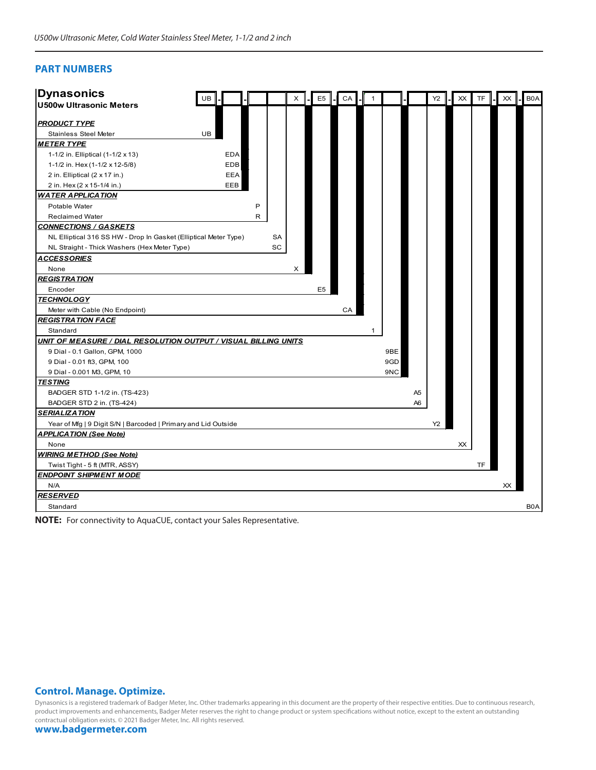## PART NUMBERS

**Dynasonics**
**U500w Ultrasonic Meters**

UB - ___ - ___ ___ X - E5 - CA - 1 ___ - ___ Y2 - XX TF - XX - B0A

| Category / Option | Code |
|---|---|
| ***PRODUCT TYPE*** | |
| Stainless Steel Meter | UB |
| ***METER TYPE*** | |
| 1-1/2 in. Elliptical (1-1/2 x 13) | EDA |
| 1-1/2 in. Hex (1-1/2 x 12-5/8) | EDB |
| 2 in. Elliptical (2 x 17 in.) | EEA |
| 2 in. Hex (2 x 15-1/4 in.) | EEB |
| ***WATER APPLICATION*** | |
| Potable Water | P |
| Reclaimed Water | R |
| ***CONNECTIONS / GASKETS*** | |
| NL Elliptical 316 SS HW - Drop In Gasket (Elliptical Meter Type) | SA |
| NL Straight - Thick Washers (Hex Meter Type) | SC |
| ***ACCESSORIES*** | |
| None | X |
| ***REGISTRATION*** | |
| Encoder | E5 |
| ***TECHNOLOGY*** | |
| Meter with Cable (No Endpoint) | CA |
| ***REGISTRATION FACE*** | |
| Standard | 1 |
| ***UNIT OF MEASURE / DIAL RESOLUTION OUTPUT / VISUAL BILLING UNITS*** | |
| 9 Dial - 0.1 Gallon, GPM, 1000 | 9BE |
| 9 Dial - 0.01 ft3, GPM, 100 | 9GD |
| 9 Dial - 0.001 M3, GPM, 10 | 9NC |
| ***TESTING*** | |
| BADGER STD 1-1/2 in. (TS-423) | A5 |
| BADGER STD 2 in. (TS-424) | A6 |
| ***SERIALIZATION*** | |
| Year of Mfg \| 9 Digit S/N \| Barcoded \| Primary and Lid Outside | Y2 |
| ***APPLICATION (See Note)*** | |
| None | XX |
| ***WIRING METHOD (See Note)*** | |
| Twist Tight - 5 ft (MTR, ASSY) | TF |
| ***ENDPOINT SHIPMENT MODE*** | |
| N/A | XX |
| ***RESERVED*** | |
| Standard | B0A |

**NOTE:** For connectivity to AquaCUE, contact your Sales Representative.

**Control. Manage. Optimize.**

Dynasonics is a registered trademark of Badger Meter, Inc. Other trademarks appearing in this document are the property of their respective entities. Due to continuous research, product improvements and enhancements, Badger Meter reserves the right to change product or system specifications without notice, except to the extent an outstanding contractual obligation exists. © 2021 Badger Meter, Inc. All rights reserved.

**www.badgermeter.com**